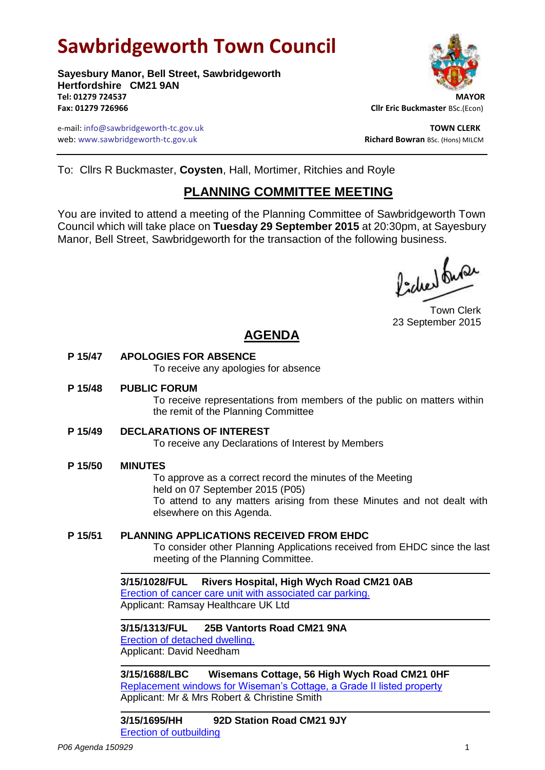# Sawbridgeworth Town Council

**Sayesbury Manor, Bell Street, Sawbridgeworth**
**Hertfordshire CM21 9AN**
**Tel: 01279 724537**
**Fax: 01279 726966**

e-mail: info@sawbridgeworth-tc.gov.uk
web: www.sawbridgeworth-tc.gov.uk

**MAYOR**
**Cllr Eric Buckmaster** BSc.(Econ)

**TOWN CLERK**
**Richard Bowran** BSc. (Hons) MILCM

---

To: Cllrs R Buckmaster, **Coysten**, Hall, Mortimer, Ritchies and Royle

## PLANNING COMMITTEE MEETING

You are invited to attend a meeting of the Planning Committee of Sawbridgeworth Town Council which will take place on **Tuesday 29 September 2015** at 20:30pm, at Sayesbury Manor, Bell Street, Sawbridgeworth for the transaction of the following business.

Town Clerk
23 September 2015

## AGENDA

**P 15/47 APOLOGIES FOR ABSENCE**
To receive any apologies for absence

**P 15/48 PUBLIC FORUM**
To receive representations from members of the public on matters within the remit of the Planning Committee

**P 15/49 DECLARATIONS OF INTEREST**
To receive any Declarations of Interest by Members

**P 15/50 MINUTES**
To approve as a correct record the minutes of the Meeting held on 07 September 2015 (P05)
To attend to any matters arising from these Minutes and not dealt with elsewhere on this Agenda.

**P 15/51 PLANNING APPLICATIONS RECEIVED FROM EHDC**
To consider other Planning Applications received from EHDC since the last meeting of the Planning Committee.

---

**3/15/1028/FUL Rivers Hospital, High Wych Road CM21 0AB**
Erection of cancer care unit with associated car parking.
Applicant: Ramsay Healthcare UK Ltd

---

**3/15/1313/FUL 25B Vantorts Road CM21 9NA**
Erection of detached dwelling.
Applicant: David Needham

---

**3/15/1688/LBC Wisemans Cottage, 56 High Wych Road CM21 0HF**
Replacement windows for Wiseman's Cottage, a Grade II listed property
Applicant: Mr & Mrs Robert & Christine Smith

---

**3/15/1695/HH 92D Station Road CM21 9JY**
Erection of outbuilding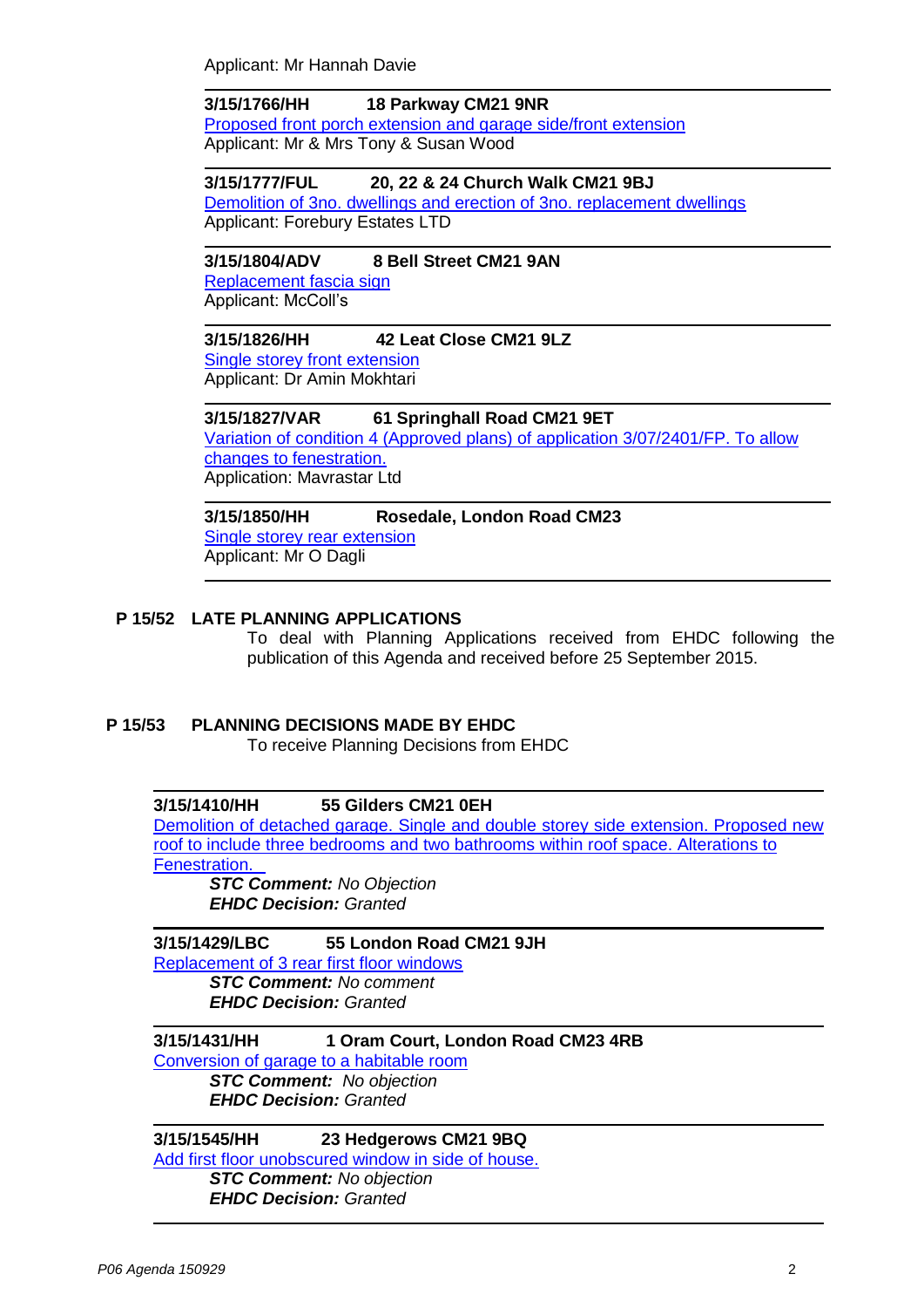Applicant: Mr Hannah Davie

---

**3/15/1766/HH 18 Parkway CM21 9NR**

Proposed front porch extension and garage side/front extension

Applicant: Mr & Mrs Tony & Susan Wood

---

**3/15/1777/FUL 20, 22 & 24 Church Walk CM21 9BJ**

Demolition of 3no. dwellings and erection of 3no. replacement dwellings

Applicant: Forebury Estates LTD

---

**3/15/1804/ADV 8 Bell Street CM21 9AN**

Replacement fascia sign

Applicant: McColl's

---

**3/15/1826/HH 42 Leat Close CM21 9LZ**

Single storey front extension

Applicant: Dr Amin Mokhtari

---

**3/15/1827/VAR 61 Springhall Road CM21 9ET**

Variation of condition 4 (Approved plans) of application 3/07/2401/FP. To allow changes to fenestration.

Application: Mavrastar Ltd

---

**3/15/1850/HH Rosedale, London Road CM23**

Single storey rear extension

Applicant: Mr O Dagli

---

## P 15/52 LATE PLANNING APPLICATIONS

To deal with Planning Applications received from EHDC following the publication of this Agenda and received before 25 September 2015.

## P 15/53 PLANNING DECISIONS MADE BY EHDC

To receive Planning Decisions from EHDC

---

**3/15/1410/HH 55 Gilders CM21 0EH**

Demolition of detached garage. Single and double storey side extension. Proposed new roof to include three bedrooms and two bathrooms within roof space. Alterations to Fenestration.

***STC Comment:*** *No Objection*
***EHDC Decision:*** *Granted*

---

**3/15/1429/LBC 55 London Road CM21 9JH**

Replacement of 3 rear first floor windows

***STC Comment:*** *No comment*
***EHDC Decision:*** *Granted*

---

**3/15/1431/HH 1 Oram Court, London Road CM23 4RB**

Conversion of garage to a habitable room

***STC Comment:*** *No objection*
***EHDC Decision:*** *Granted*

---

**3/15/1545/HH 23 Hedgerows CM21 9BQ**

Add first floor unobscured window in side of house.

***STC Comment:*** *No objection*
***EHDC Decision:*** *Granted*

---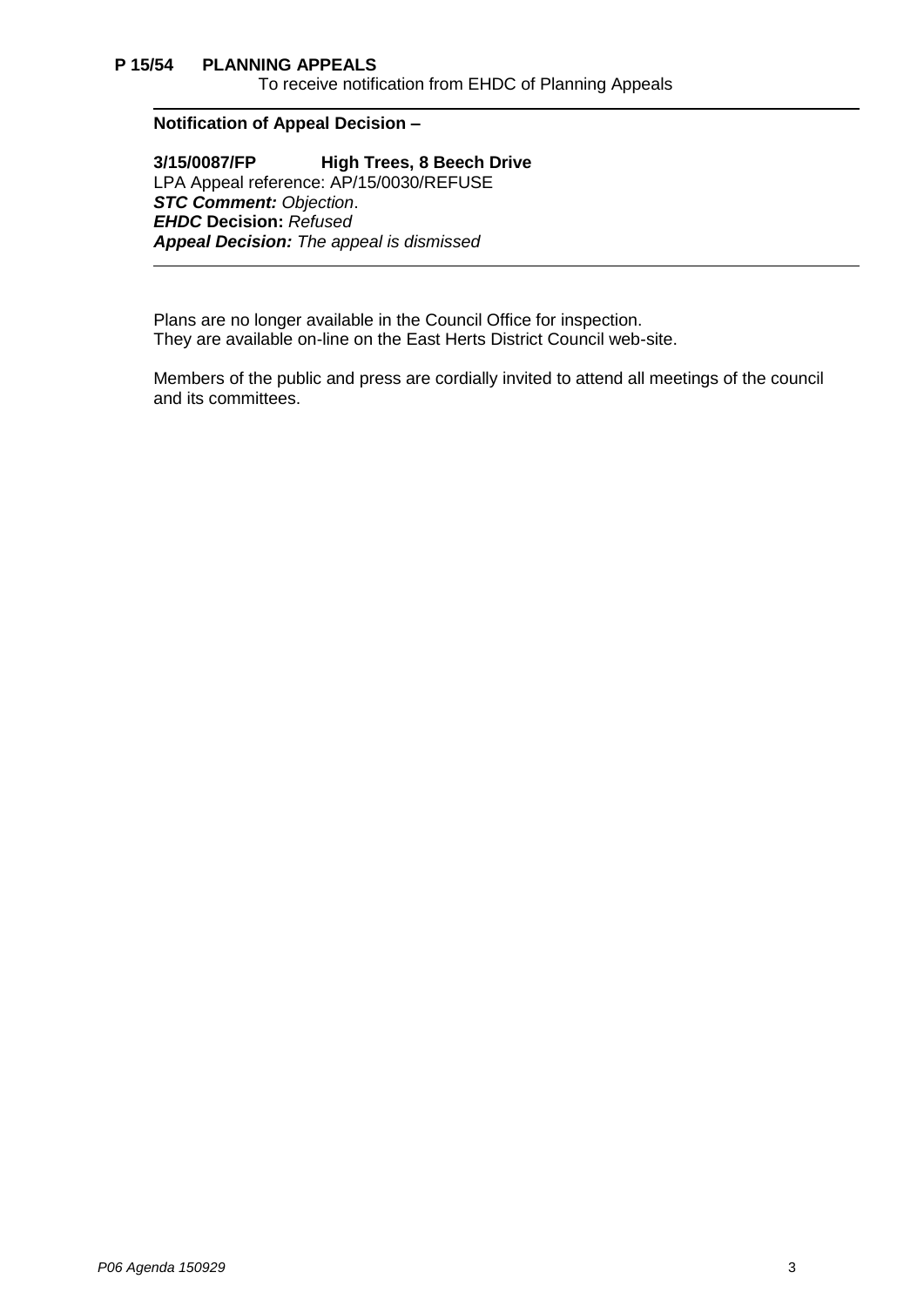## P 15/54 PLANNING APPEALS

To receive notification from EHDC of Planning Appeals

---

**Notification of Appeal Decision –**

**3/15/0087/FP High Trees, 8 Beech Drive**
LPA Appeal reference: AP/15/0030/REFUSE
***STC Comment:*** *Objection*.
***EHDC*** **Decision:** *Refused*
***Appeal Decision:*** *The appeal is dismissed*

---

Plans are no longer available in the Council Office for inspection.
They are available on-line on the East Herts District Council web-site.

Members of the public and press are cordially invited to attend all meetings of the council and its committees.